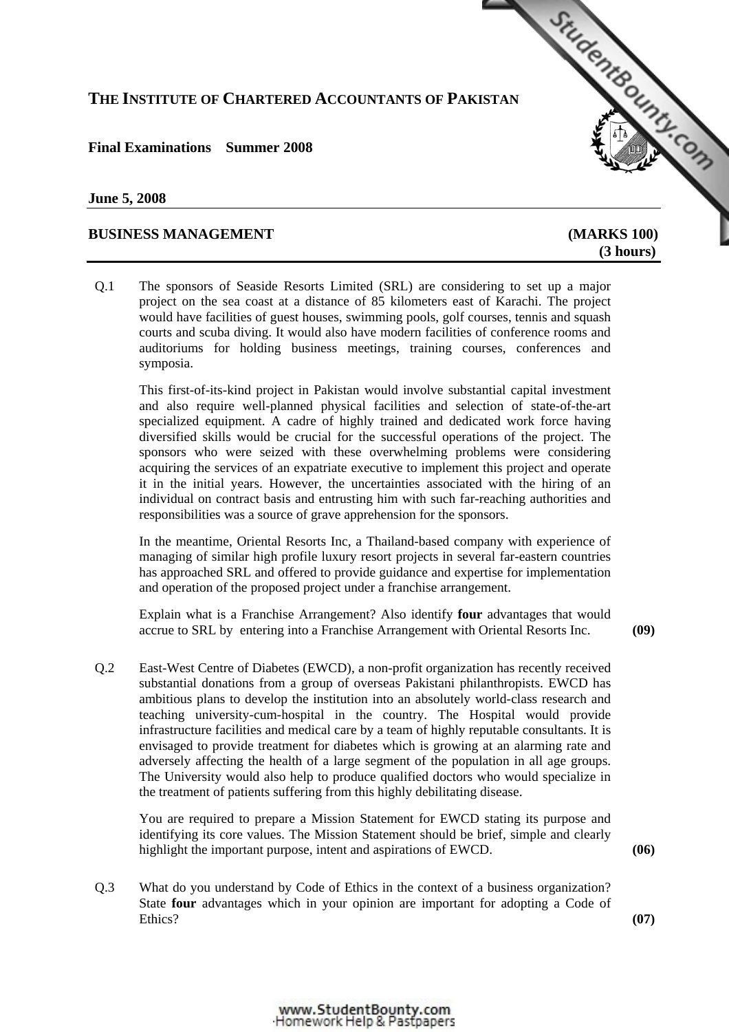# THE INSTITUTE OF CHARTERED ACCOUNTANTS OF PAKISTAN

**Final Examinations Summer 2008**

**June 5, 2008**

**BUSINESS MANAGEMENT** **(MARKS 100)**
**(3 hours)**

Q.1 The sponsors of Seaside Resorts Limited (SRL) are considering to set up a major project on the sea coast at a distance of 85 kilometers east of Karachi. The project would have facilities of guest houses, swimming pools, golf courses, tennis and squash courts and scuba diving. It would also have modern facilities of conference rooms and auditoriums for holding business meetings, training courses, conferences and symposia.

This first-of-its-kind project in Pakistan would involve substantial capital investment and also require well-planned physical facilities and selection of state-of-the-art specialized equipment. A cadre of highly trained and dedicated work force having diversified skills would be crucial for the successful operations of the project. The sponsors who were seized with these overwhelming problems were considering acquiring the services of an expatriate executive to implement this project and operate it in the initial years. However, the uncertainties associated with the hiring of an individual on contract basis and entrusting him with such far-reaching authorities and responsibilities was a source of grave apprehension for the sponsors.

In the meantime, Oriental Resorts Inc, a Thailand-based company with experience of managing of similar high profile luxury resort projects in several far-eastern countries has approached SRL and offered to provide guidance and expertise for implementation and operation of the proposed project under a franchise arrangement.

Explain what is a Franchise Arrangement? Also identify **four** advantages that would accrue to SRL by entering into a Franchise Arrangement with Oriental Resorts Inc. **(09)**

Q.2 East-West Centre of Diabetes (EWCD), a non-profit organization has recently received substantial donations from a group of overseas Pakistani philanthropists. EWCD has ambitious plans to develop the institution into an absolutely world-class research and teaching university-cum-hospital in the country. The Hospital would provide infrastructure facilities and medical care by a team of highly reputable consultants. It is envisaged to provide treatment for diabetes which is growing at an alarming rate and adversely affecting the health of a large segment of the population in all age groups. The University would also help to produce qualified doctors who would specialize in the treatment of patients suffering from this highly debilitating disease.

You are required to prepare a Mission Statement for EWCD stating its purpose and identifying its core values. The Mission Statement should be brief, simple and clearly highlight the important purpose, intent and aspirations of EWCD. **(06)**

Q.3 What do you understand by Code of Ethics in the context of a business organization? State **four** advantages which in your opinion are important for adopting a Code of Ethics? **(07)**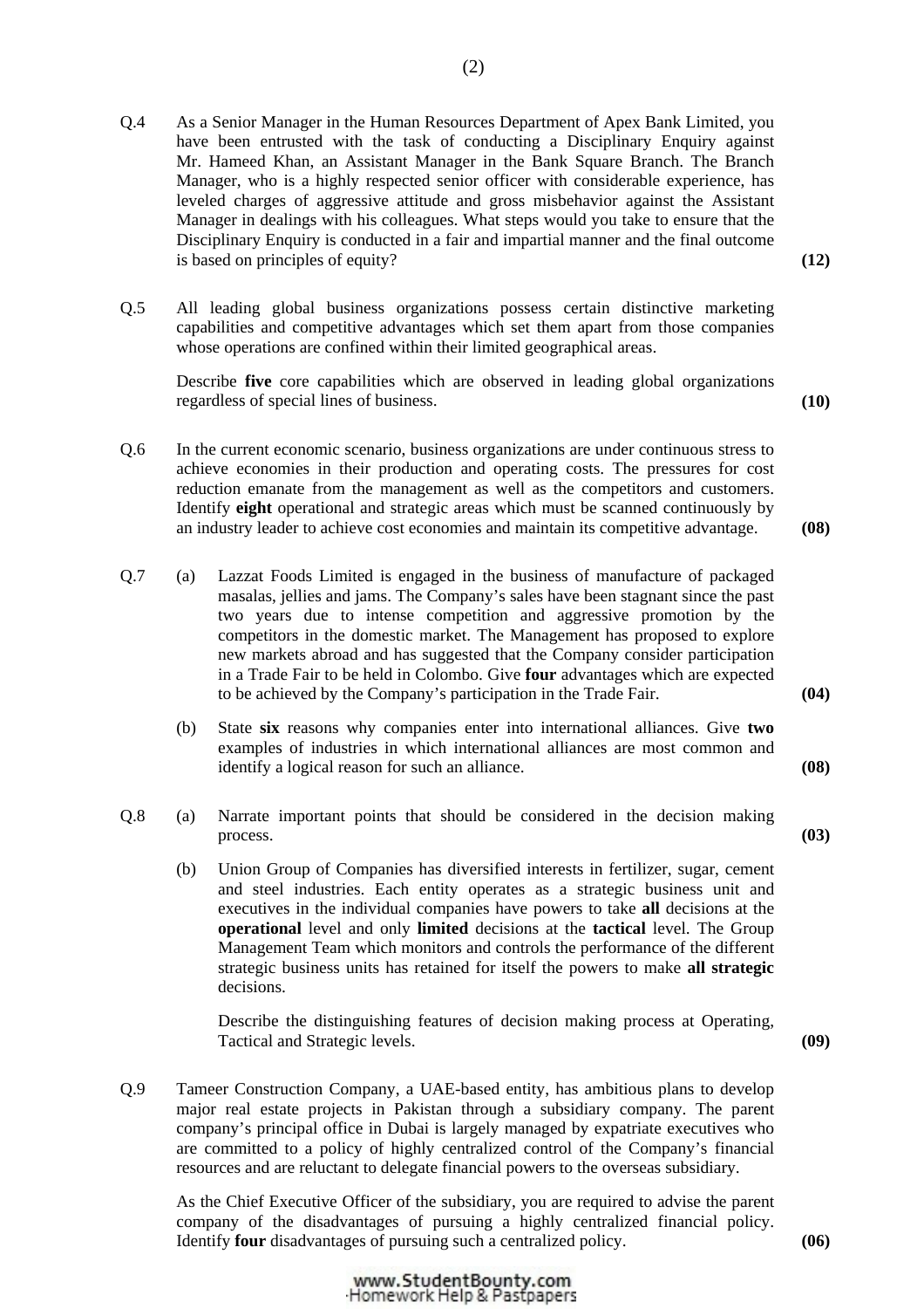Q.4 As a Senior Manager in the Human Resources Department of Apex Bank Limited, you have been entrusted with the task of conducting a Disciplinary Enquiry against Mr. Hameed Khan, an Assistant Manager in the Bank Square Branch. The Branch Manager, who is a highly respected senior officer with considerable experience, has leveled charges of aggressive attitude and gross misbehavior against the Assistant Manager in dealings with his colleagues. What steps would you take to ensure that the Disciplinary Enquiry is conducted in a fair and impartial manner and the final outcome is based on principles of equity? **(12)**

Q.5 All leading global business organizations possess certain distinctive marketing capabilities and competitive advantages which set them apart from those companies whose operations are confined within their limited geographical areas.

Describe **five** core capabilities which are observed in leading global organizations regardless of special lines of business. **(10)**

Q.6 In the current economic scenario, business organizations are under continuous stress to achieve economies in their production and operating costs. The pressures for cost reduction emanate from the management as well as the competitors and customers. Identify **eight** operational and strategic areas which must be scanned continuously by an industry leader to achieve cost economies and maintain its competitive advantage. **(08)**

Q.7 (a) Lazzat Foods Limited is engaged in the business of manufacture of packaged masalas, jellies and jams. The Company's sales have been stagnant since the past two years due to intense competition and aggressive promotion by the competitors in the domestic market. The Management has proposed to explore new markets abroad and has suggested that the Company consider participation in a Trade Fair to be held in Colombo. Give **four** advantages which are expected to be achieved by the Company's participation in the Trade Fair. **(04)**

(b) State **six** reasons why companies enter into international alliances. Give **two** examples of industries in which international alliances are most common and identify a logical reason for such an alliance. **(08)**

Q.8 (a) Narrate important points that should be considered in the decision making process. **(03)**

(b) Union Group of Companies has diversified interests in fertilizer, sugar, cement and steel industries. Each entity operates as a strategic business unit and executives in the individual companies have powers to take **all** decisions at the **operational** level and only **limited** decisions at the **tactical** level. The Group Management Team which monitors and controls the performance of the different strategic business units has retained for itself the powers to make **all strategic** decisions.

Describe the distinguishing features of decision making process at Operating, Tactical and Strategic levels. **(09)**

Q.9 Tameer Construction Company, a UAE-based entity, has ambitious plans to develop major real estate projects in Pakistan through a subsidiary company. The parent company's principal office in Dubai is largely managed by expatriate executives who are committed to a policy of highly centralized control of the Company's financial resources and are reluctant to delegate financial powers to the overseas subsidiary.

As the Chief Executive Officer of the subsidiary, you are required to advise the parent company of the disadvantages of pursuing a highly centralized financial policy. Identify **four** disadvantages of pursuing such a centralized policy. **(06)**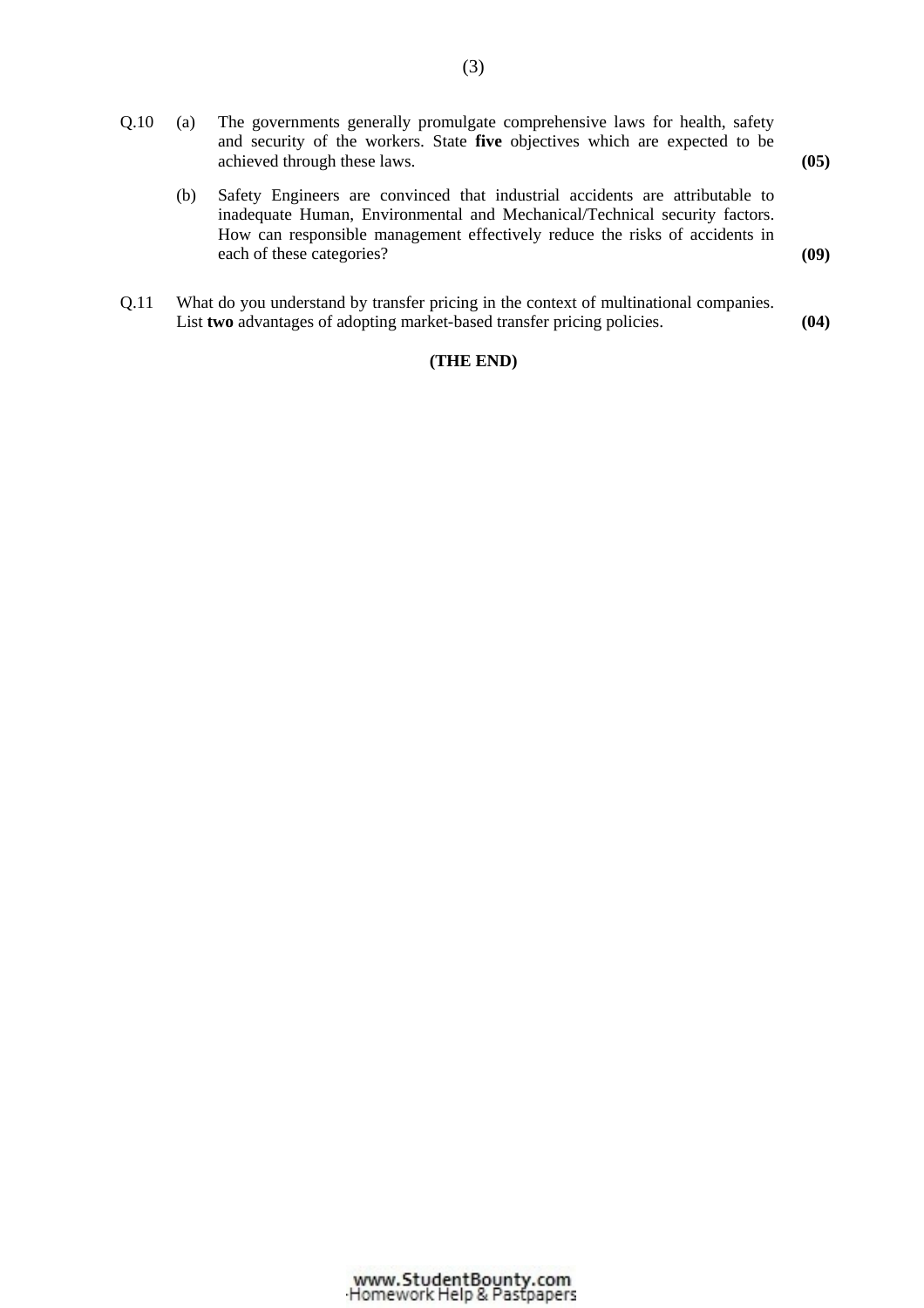Q.10 (a) The governments generally promulgate comprehensive laws for health, safety and security of the workers. State **five** objectives which are expected to be achieved through these laws. **(05)**

(b) Safety Engineers are convinced that industrial accidents are attributable to inadequate Human, Environmental and Mechanical/Technical security factors. How can responsible management effectively reduce the risks of accidents in each of these categories? **(09)**

Q.11 What do you understand by transfer pricing in the context of multinational companies. List **two** advantages of adopting market-based transfer pricing policies. **(04)**

**(THE END)**